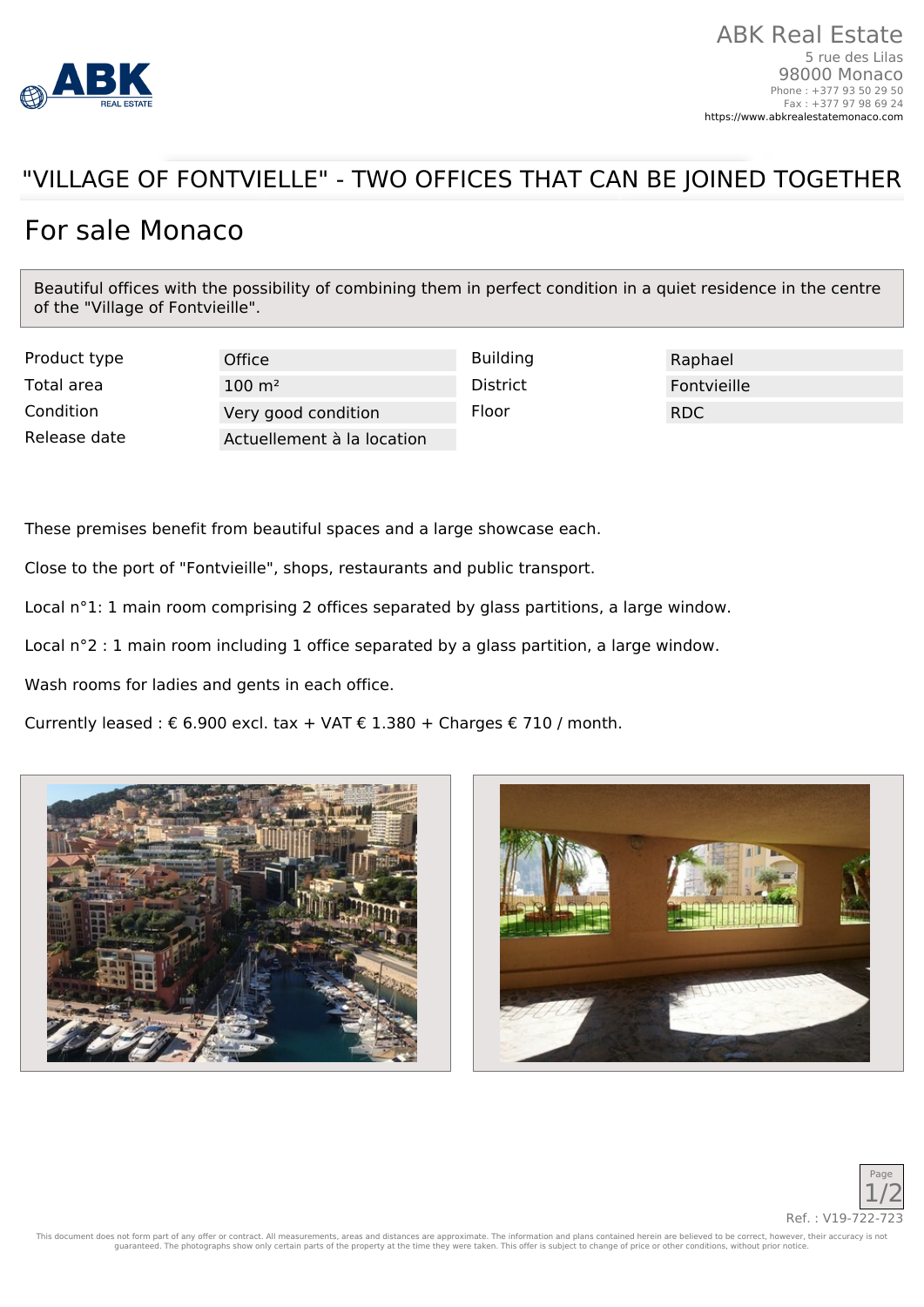ABK Real Estate
5 rue des Lilas
98000 Monaco
Phone : +377 93 50 29 50
Fax : +377 97 98 69 24
https://www.abkrealestatemonaco.com

# "VILLAGE OF FONTVIELLE" - TWO OFFICES THAT CAN BE JOINED TOGETHER

## For sale Monaco

Beautiful offices with the possibility of combining them in perfect condition in a quiet residence in the centre of the "Village of Fontvieille".

| | | | |
|---|---|---|---|
| Product type | Office | Building | Raphael |
| Total area | 100 m² | District | Fontvieille |
| Condition | Very good condition | Floor | RDC |
| Release date | Actuellement à la location | | |

These premises benefit from beautiful spaces and a large showcase each.

Close to the port of "Fontvieille", shops, restaurants and public transport.

Local n°1: 1 main room comprising 2 offices separated by glass partitions, a large window.

Local n°2 : 1 main room including 1 office separated by a glass partition, a large window.

Wash rooms for ladies and gents in each office.

Currently leased : € 6.900 excl. tax + VAT € 1.380 + Charges € 710 / month.

Ref. : V19-722-723

This document does not form part of any offer or contract. All measurements, areas and distances are approximate. The information and plans contained herein are believed to be correct, however, their accuracy is not guaranteed. The photographs show only certain parts of the property at the time they were taken. This offer is subject to change of price or other conditions, without prior notice.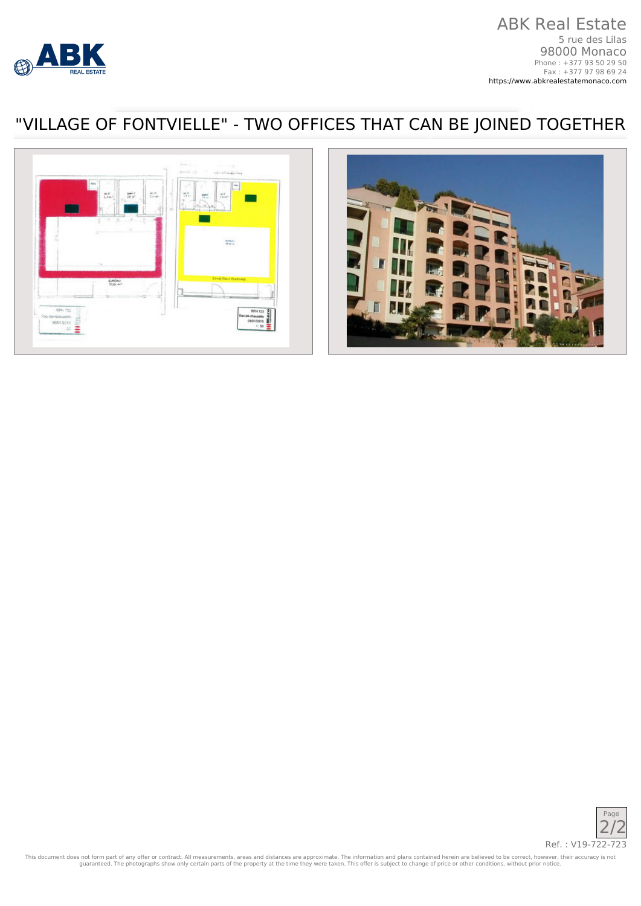# "VILLAGE OF FONTVIELLE" - TWO OFFICES THAT CAN BE JOINED TOGETHER

Ref. : V19-722-723

This document does not form part of any offer or contract. All measurements, areas and distances are approximate. The information and plans contained herein are believed to be correct, however, their accuracy is not guaranteed. The photographs show only certain parts of the property at the time they were taken. This offer is subject to change of price or other conditions, without prior notice.